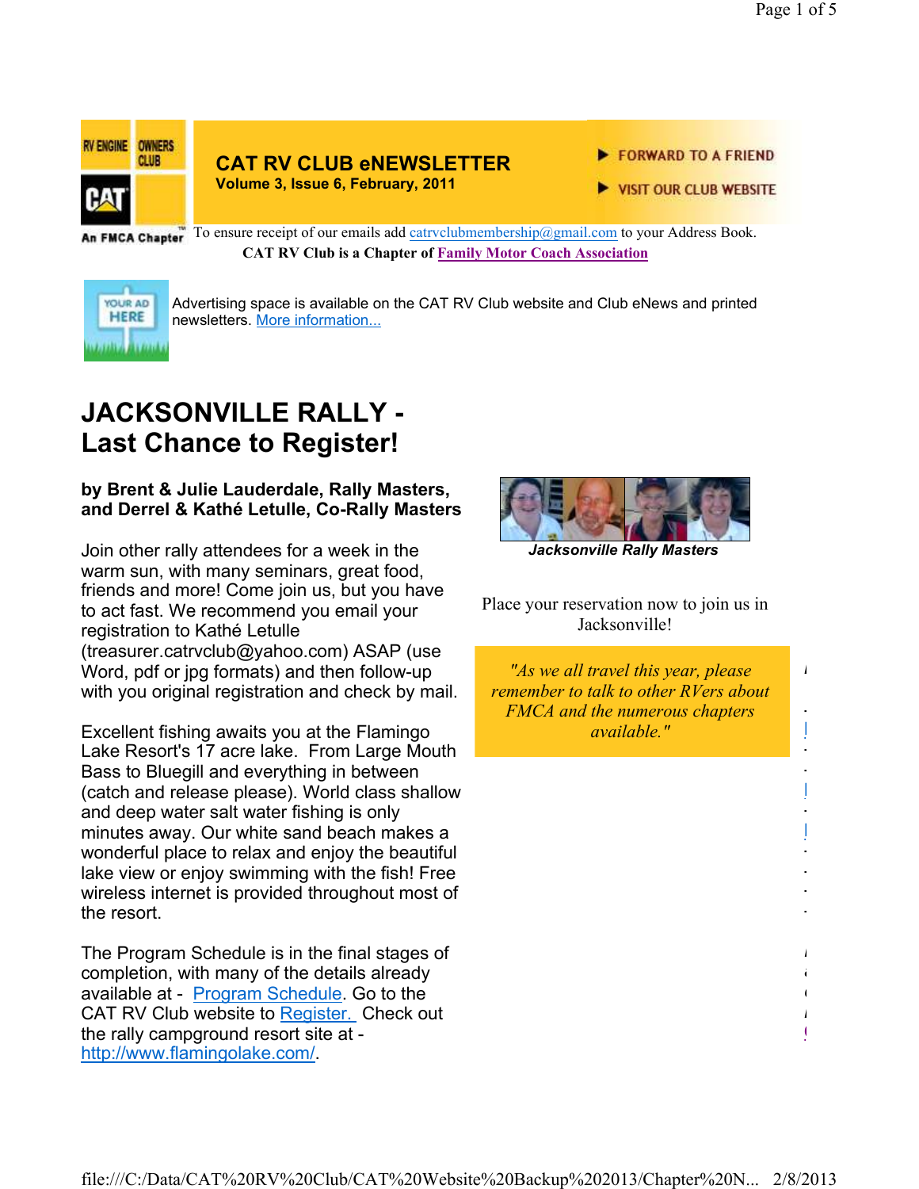RV ENGINE OWNERS CLUB

CAT

An FMCA Chapter

# CAT RV CLUB eNEWSLETTER

**Volume 3, Issue 6, February, 2011**

FORWARD TO A FRIEND

VISIT OUR CLUB WEBSITE

To ensure receipt of our emails add catrvclubmembership@gmail.com to your Address Book.

**CAT RV Club is a Chapter of Family Motor Coach Association**

YOUR AD HERE

Advertising space is available on the CAT RV Club website and Club eNews and printed newsletters. More information...

## JACKSONVILLE RALLY - Last Chance to Register!

**by Brent & Julie Lauderdale, Rally Masters, and Derrel & Kathé Letulle, Co-Rally Masters**

Join other rally attendees for a week in the warm sun, with many seminars, great food, friends and more! Come join us, but you have to act fast. We recommend you email your registration to Kathé Letulle (treasurer.catrvclub@yahoo.com) ASAP (use Word, pdf or jpg formats) and then follow-up with you original registration and check by mail.

Excellent fishing awaits you at the Flamingo Lake Resort's 17 acre lake. From Large Mouth Bass to Bluegill and everything in between (catch and release please). World class shallow and deep water salt water fishing is only minutes away. Our white sand beach makes a wonderful place to relax and enjoy the beautiful lake view or enjoy swimming with the fish! Free wireless internet is provided throughout most of the resort.

The Program Schedule is in the final stages of completion, with many of the details already available at - Program Schedule. Go to the CAT RV Club website to Register. Check out the rally campground resort site at - http://www.flamingolake.com/.

***Jacksonville Rally Masters***

Place your reservation now to join us in Jacksonville!

*"As we all travel this year, please remember to talk to other RVers about FMCA and the numerous chapters available."*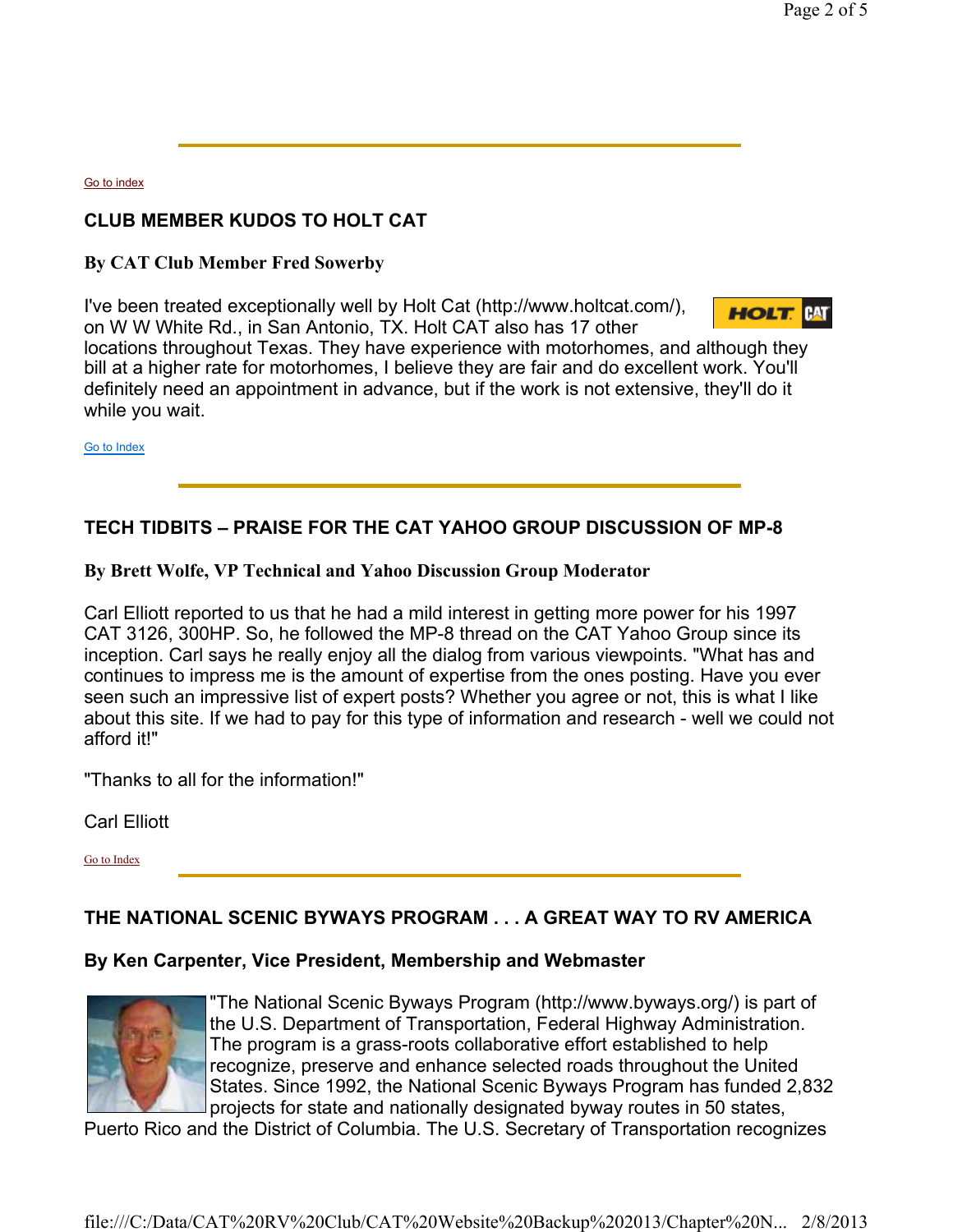Go to index

## CLUB MEMBER KUDOS TO HOLT CAT

**By CAT Club Member Fred Sowerby**

I've been treated exceptionally well by Holt Cat (http://www.holtcat.com/), on W W White Rd., in San Antonio, TX. Holt CAT also has 17 other locations throughout Texas. They have experience with motorhomes, and although they bill at a higher rate for motorhomes, I believe they are fair and do excellent work. You'll definitely need an appointment in advance, but if the work is not extensive, they'll do it while you wait.

Go to Index

---

## TECH TIDBITS – PRAISE FOR THE CAT YAHOO GROUP DISCUSSION OF MP-8

**By Brett Wolfe, VP Technical and Yahoo Discussion Group Moderator**

Carl Elliott reported to us that he had a mild interest in getting more power for his 1997 CAT 3126, 300HP. So, he followed the MP-8 thread on the CAT Yahoo Group since its inception. Carl says he really enjoy all the dialog from various viewpoints. "What has and continues to impress me is the amount of expertise from the ones posting. Have you ever seen such an impressive list of expert posts? Whether you agree or not, this is what I like about this site. If we had to pay for this type of information and research - well we could not afford it!"

"Thanks to all for the information!"

Carl Elliott

Go to Index

---

## THE NATIONAL SCENIC BYWAYS PROGRAM . . . A GREAT WAY TO RV AMERICA

**By Ken Carpenter, Vice President, Membership and Webmaster**

"The National Scenic Byways Program (http://www.byways.org/) is part of the U.S. Department of Transportation, Federal Highway Administration. The program is a grass-roots collaborative effort established to help recognize, preserve and enhance selected roads throughout the United States. Since 1992, the National Scenic Byways Program has funded 2,832 projects for state and nationally designated byway routes in 50 states, Puerto Rico and the District of Columbia. The U.S. Secretary of Transportation recognizes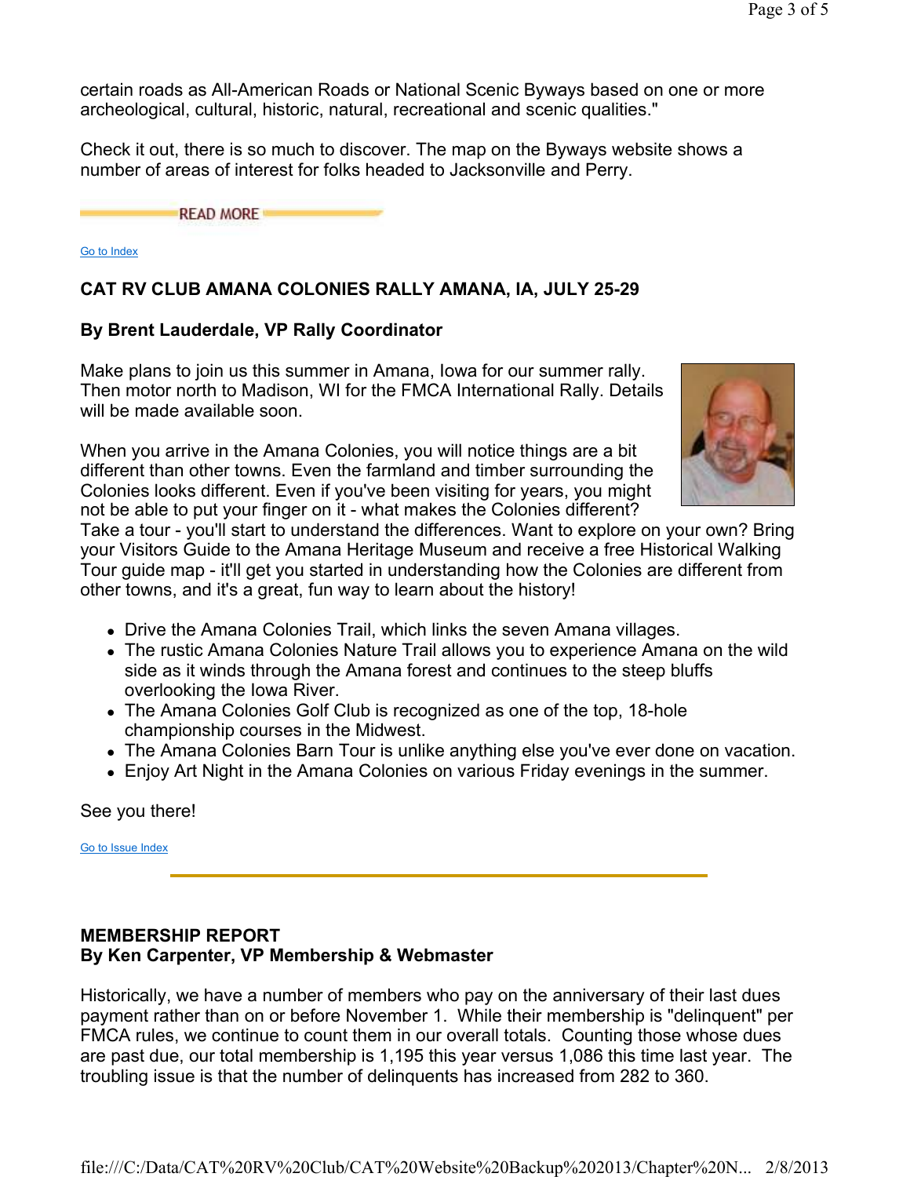certain roads as All-American Roads or National Scenic Byways based on one or more archeological, cultural, historic, natural, recreational and scenic qualities."

Check it out, there is so much to discover. The map on the Byways website shows a number of areas of interest for folks headed to Jacksonville and Perry.

READ MORE

Go to Index

## CAT RV CLUB AMANA COLONIES RALLY AMANA, IA, JULY 25-29

### By Brent Lauderdale, VP Rally Coordinator

Make plans to join us this summer in Amana, Iowa for our summer rally. Then motor north to Madison, WI for the FMCA International Rally. Details will be made available soon.

When you arrive in the Amana Colonies, you will notice things are a bit different than other towns. Even the farmland and timber surrounding the Colonies looks different. Even if you've been visiting for years, you might not be able to put your finger on it - what makes the Colonies different? Take a tour - you'll start to understand the differences. Want to explore on your own? Bring your Visitors Guide to the Amana Heritage Museum and receive a free Historical Walking Tour guide map - it'll get you started in understanding how the Colonies are different from other towns, and it's a great, fun way to learn about the history!

- Drive the Amana Colonies Trail, which links the seven Amana villages.
- The rustic Amana Colonies Nature Trail allows you to experience Amana on the wild side as it winds through the Amana forest and continues to the steep bluffs overlooking the Iowa River.
- The Amana Colonies Golf Club is recognized as one of the top, 18-hole championship courses in the Midwest.
- The Amana Colonies Barn Tour is unlike anything else you've ever done on vacation.
- Enjoy Art Night in the Amana Colonies on various Friday evenings in the summer.

See you there!

Go to Issue Index

## MEMBERSHIP REPORT
### By Ken Carpenter, VP Membership & Webmaster

Historically, we have a number of members who pay on the anniversary of their last dues payment rather than on or before November 1. While their membership is "delinquent" per FMCA rules, we continue to count them in our overall totals. Counting those whose dues are past due, our total membership is 1,195 this year versus 1,086 this time last year. The troubling issue is that the number of delinquents has increased from 282 to 360.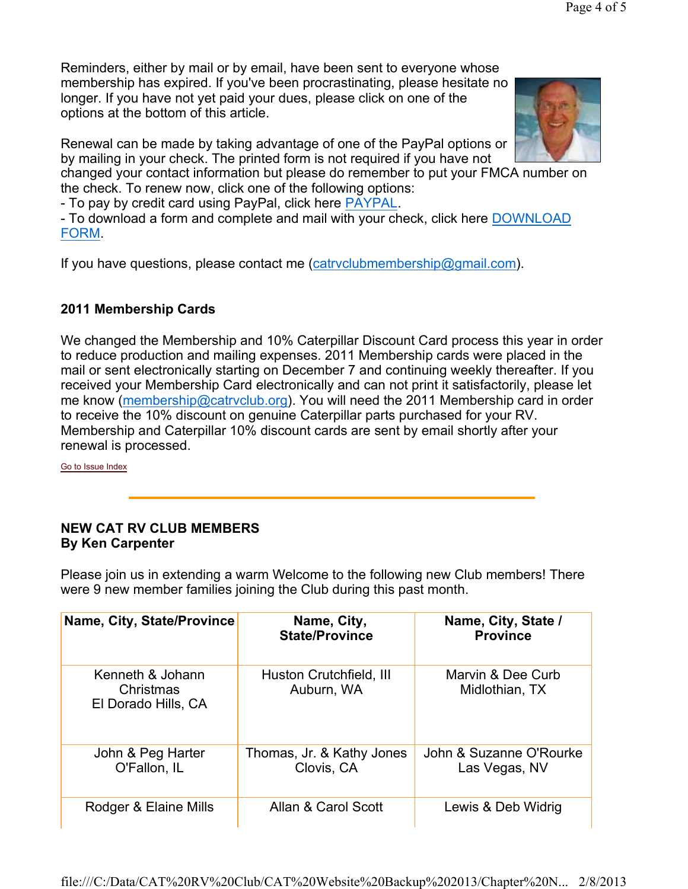Reminders, either by mail or by email, have been sent to everyone whose membership has expired. If you've been procrastinating, please hesitate no longer. If you have not yet paid your dues, please click on one of the options at the bottom of this article.

Renewal can be made by taking advantage of one of the PayPal options or by mailing in your check. The printed form is not required if you have not changed your contact information but please do remember to put your FMCA number on the check. To renew now, click one of the following options:
- To pay by credit card using PayPal, click here PAYPAL.
- To download a form and complete and mail with your check, click here DOWNLOAD FORM.

If you have questions, please contact me (catrvclubmembership@gmail.com).

**2011 Membership Cards**

We changed the Membership and 10% Caterpillar Discount Card process this year in order to reduce production and mailing expenses. 2011 Membership cards were placed in the mail or sent electronically starting on December 7 and continuing weekly thereafter. If you received your Membership Card electronically and can not print it satisfactorily, please let me know (membership@catrvclub.org). You will need the 2011 Membership card in order to receive the 10% discount on genuine Caterpillar parts purchased for your RV. Membership and Caterpillar 10% discount cards are sent by email shortly after your renewal is processed.

Go to Issue Index

---

**NEW CAT RV CLUB MEMBERS**
**By Ken Carpenter**

Please join us extending a warm Welcome to the following new Club members! There were 9 new member families joining the Club during this past month.

| Name, City, State/Province | Name, City, State/Province | Name, City, State / Province |
|---|---|---|
| Kenneth & Johann Christmas<br>El Dorado Hills, CA | Huston Crutchfield, III<br>Auburn, WA | Marvin & Dee Curb<br>Midlothian, TX |
| John & Peg Harter<br>O'Fallon, IL | Thomas, Jr. & Kathy Jones<br>Clovis, CA | John & Suzanne O'Rourke<br>Las Vegas, NV |
| Rodger & Elaine Mills | Allan & Carol Scott | Lewis & Deb Widrig |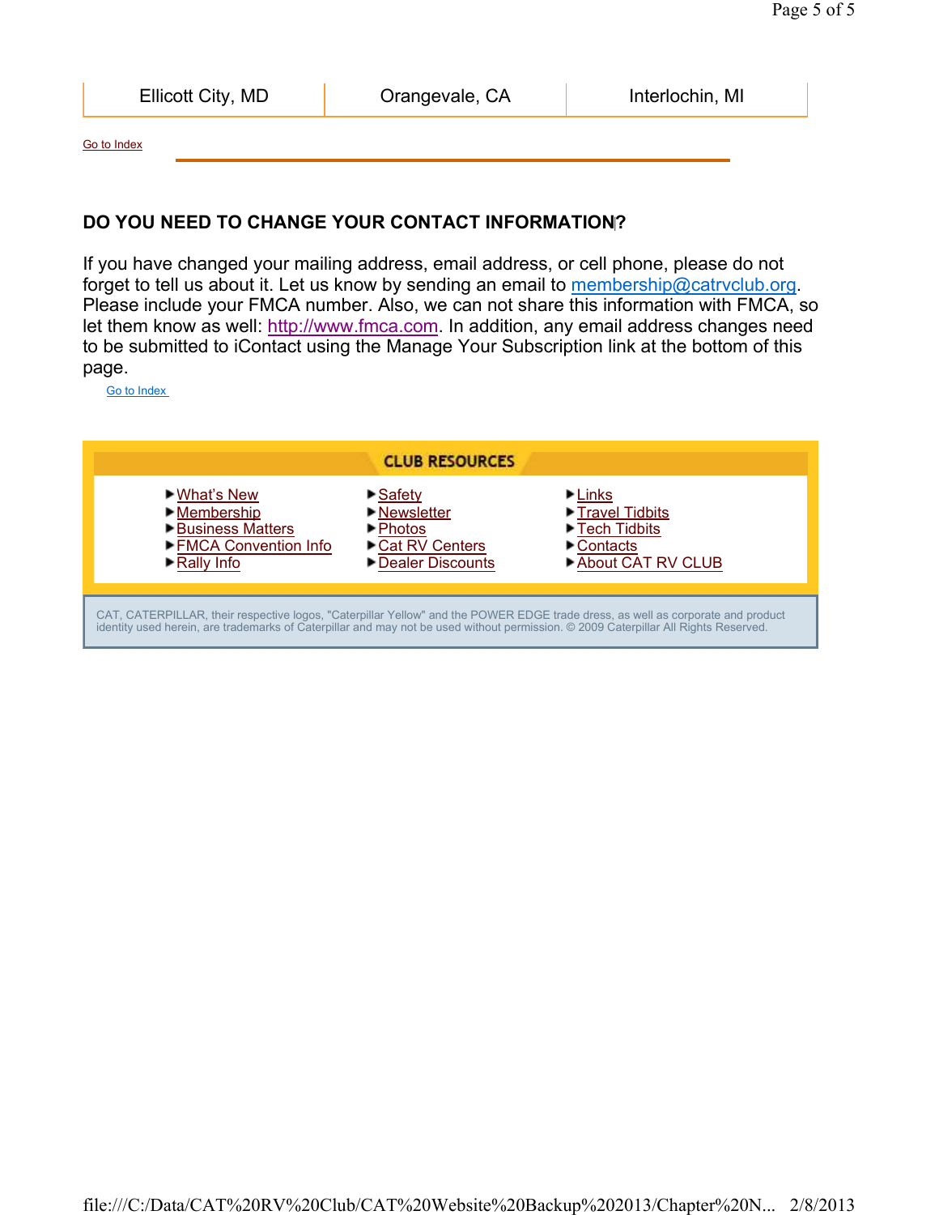| | | |
|---|---|---|
| Ellicott City, MD | Orangevale, CA | Interlochin, MI |

Go to Index

## DO YOU NEED TO CHANGE YOUR CONTACT INFORMATION?

If you have changed your mailing address, email address, or cell phone, please do not forget to tell us about it. Let us know by sending an email to membership@catrvclub.org. Please include your FMCA number. Also, we can not share this information with FMCA, so let them know as well: http://www.fmca.com. In addition, any email address changes need to be submitted to iContact using the Manage Your Subscription link at the bottom of this page.

Go to Index

### CLUB RESOURCES

- What's New
- Membership
- Business Matters
- FMCA Convention Info
- Rally Info
- Safety
- Newsletter
- Photos
- Cat RV Centers
- Dealer Discounts
- Links
- Travel Tidbits
- Tech Tidbits
- Contacts
- About CAT RV CLUB

CAT, CATERPILLAR, their respective logos, "Caterpillar Yellow" and the POWER EDGE trade dress, as well as corporate and product identity used herein, are trademarks of Caterpillar and may not be used without permission. © 2009 Caterpillar All Rights Reserved.